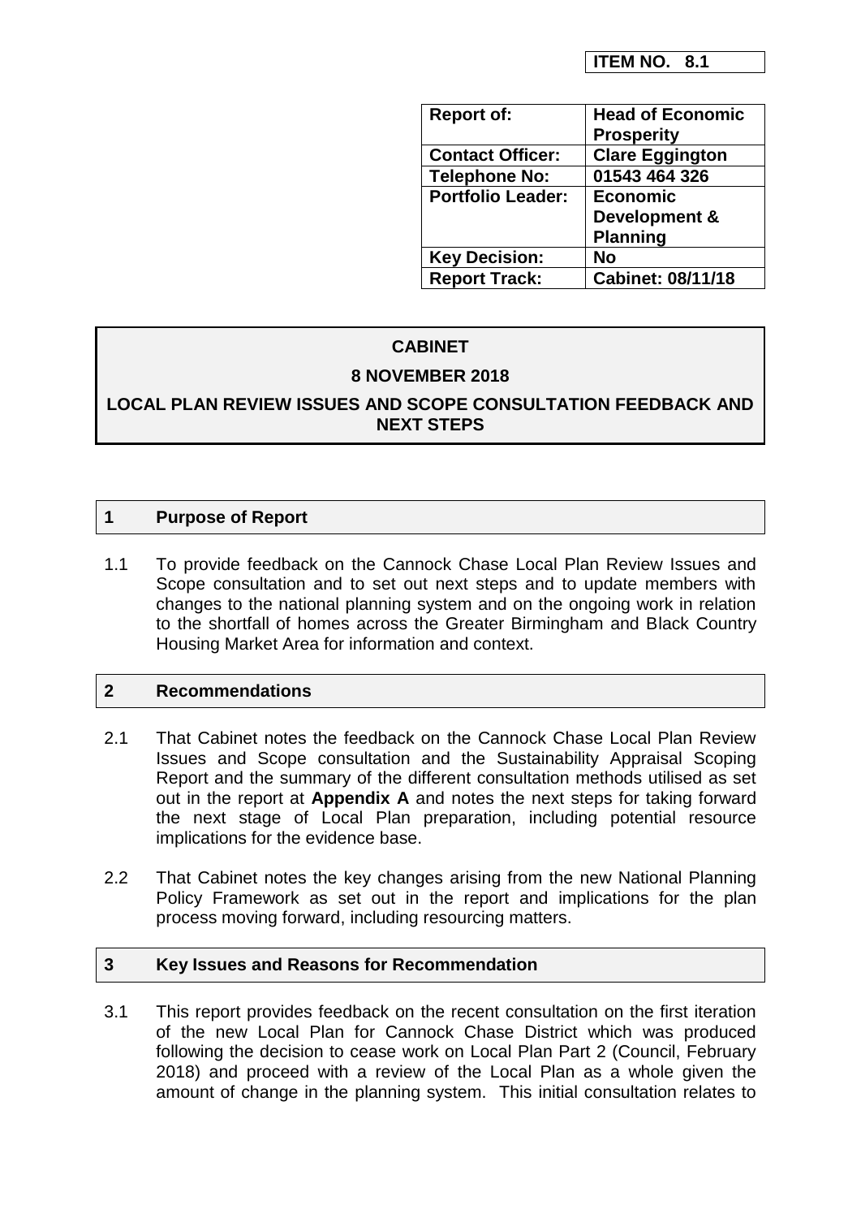**ITEM NO. 8.1**

| Report of: | Head of Economic Prosperity |
|---|---|
| Contact Officer: | Clare Eggington |
| Telephone No: | 01543 464 326 |
| Portfolio Leader: | Economic Development & Planning |
| Key Decision: | No |
| Report Track: | Cabinet: 08/11/18 |

**CABINET**

**8 NOVEMBER 2018**

**LOCAL PLAN REVIEW ISSUES AND SCOPE CONSULTATION FEEDBACK AND NEXT STEPS**

## 1 Purpose of Report

1.1 To provide feedback on the Cannock Chase Local Plan Review Issues and Scope consultation and to set out next steps and to update members with changes to the national planning system and on the ongoing work in relation to the shortfall of homes across the Greater Birmingham and Black Country Housing Market Area for information and context.

## 2 Recommendations

2.1 That Cabinet notes the feedback on the Cannock Chase Local Plan Review Issues and Scope consultation and the Sustainability Appraisal Scoping Report and the summary of the different consultation methods utilised as set out in the report at **Appendix A** and notes the next steps for taking forward the next stage of Local Plan preparation, including potential resource implications for the evidence base.

2.2 That Cabinet notes the key changes arising from the new National Planning Policy Framework as set out in the report and implications for the plan process moving forward, including resourcing matters.

## 3 Key Issues and Reasons for Recommendation

3.1 This report provides feedback on the recent consultation on the first iteration of the new Local Plan for Cannock Chase District which was produced following the decision to cease work on Local Plan Part 2 (Council, February 2018) and proceed with a review of the Local Plan as a whole given the amount of change in the planning system. This initial consultation relates to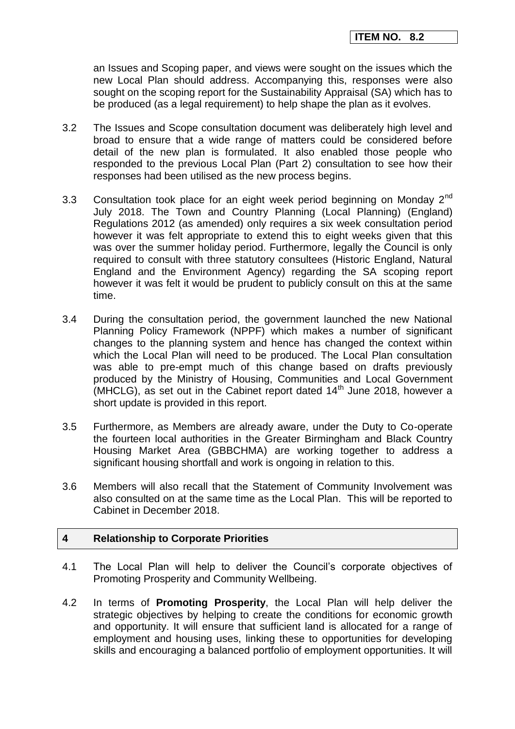an Issues and Scoping paper, and views were sought on the issues which the new Local Plan should address. Accompanying this, responses were also sought on the scoping report for the Sustainability Appraisal (SA) which has to be produced (as a legal requirement) to help shape the plan as it evolves.

3.2 The Issues and Scope consultation document was deliberately high level and broad to ensure that a wide range of matters could be considered before detail of the new plan is formulated. It also enabled those people who responded to the previous Local Plan (Part 2) consultation to see how their responses had been utilised as the new process begins.

3.3 Consultation took place for an eight week period beginning on Monday 2nd July 2018. The Town and Country Planning (Local Planning) (England) Regulations 2012 (as amended) only requires a six week consultation period however it was felt appropriate to extend this to eight weeks given that this was over the summer holiday period. Furthermore, legally the Council is only required to consult with three statutory consultees (Historic England, Natural England and the Environment Agency) regarding the SA scoping report however it was felt it would be prudent to publicly consult on this at the same time.

3.4 During the consultation period, the government launched the new National Planning Policy Framework (NPPF) which makes a number of significant changes to the planning system and hence has changed the context within which the Local Plan will need to be produced. The Local Plan consultation was able to pre-empt much of this change based on drafts previously produced by the Ministry of Housing, Communities and Local Government (MHCLG), as set out in the Cabinet report dated 14th June 2018, however a short update is provided in this report.

3.5 Furthermore, as Members are already aware, under the Duty to Co-operate the fourteen local authorities in the Greater Birmingham and Black Country Housing Market Area (GBBCHMA) are working together to address a significant housing shortfall and work is ongoing in relation to this.

3.6 Members will also recall that the Statement of Community Involvement was also consulted on at the same time as the Local Plan. This will be reported to Cabinet in December 2018.

## 4 Relationship to Corporate Priorities

4.1 The Local Plan will help to deliver the Council's corporate objectives of Promoting Prosperity and Community Wellbeing.

4.2 In terms of **Promoting Prosperity**, the Local Plan will help deliver the strategic objectives by helping to create the conditions for economic growth and opportunity. It will ensure that sufficient land is allocated for a range of employment and housing uses, linking these to opportunities for developing skills and encouraging a balanced portfolio of employment opportunities. It will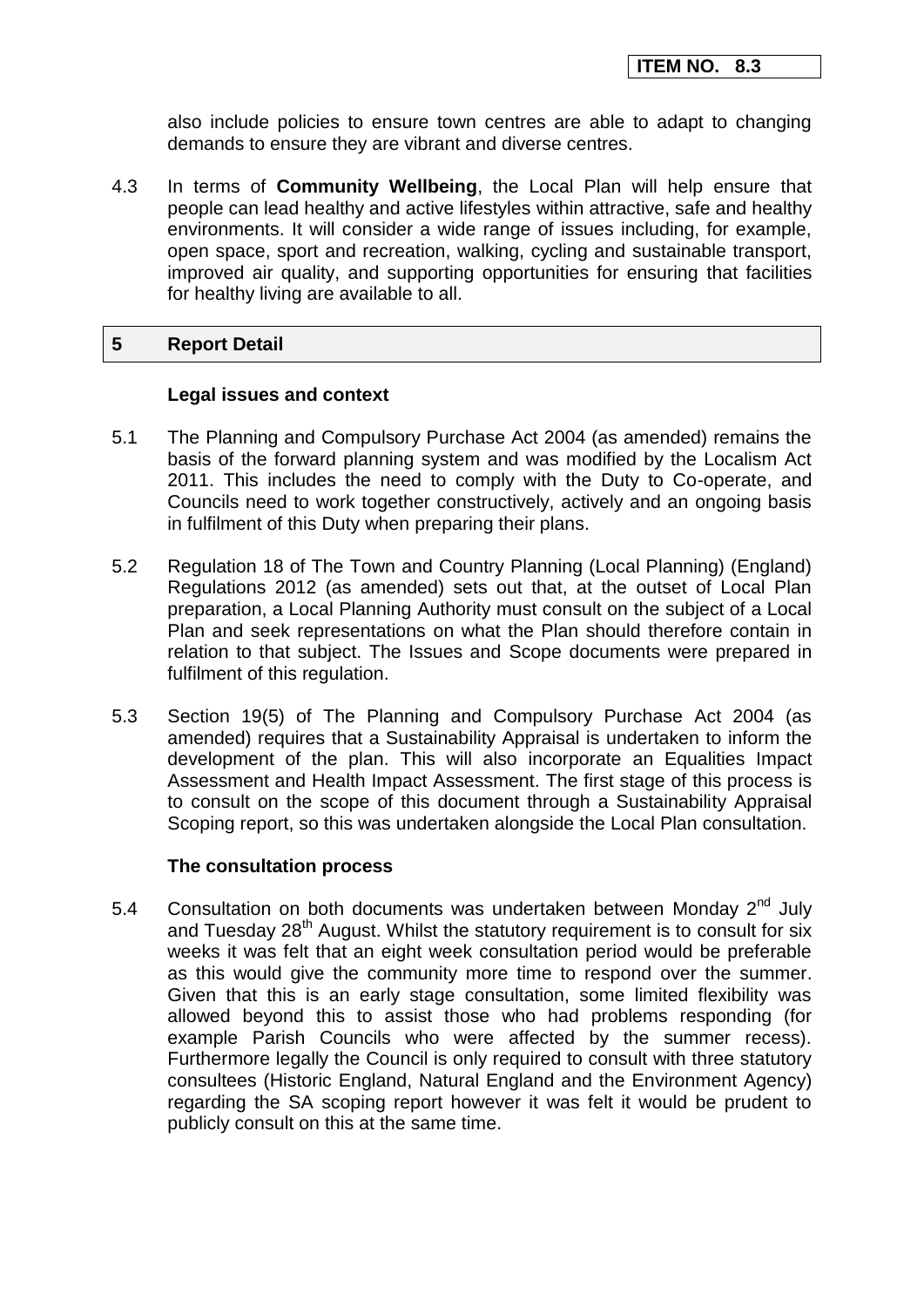also include policies to ensure town centres are able to adapt to changing demands to ensure they are vibrant and diverse centres.

4.3 In terms of **Community Wellbeing**, the Local Plan will help ensure that people can lead healthy and active lifestyles within attractive, safe and healthy environments. It will consider a wide range of issues including, for example, open space, sport and recreation, walking, cycling and sustainable transport, improved air quality, and supporting opportunities for ensuring that facilities for healthy living are available to all.

## 5 Report Detail

### Legal issues and context

5.1 The Planning and Compulsory Purchase Act 2004 (as amended) remains the basis of the forward planning system and was modified by the Localism Act 2011. This includes the need to comply with the Duty to Co-operate, and Councils need to work together constructively, actively and an ongoing basis in fulfilment of this Duty when preparing their plans.

5.2 Regulation 18 of The Town and Country Planning (Local Planning) (England) Regulations 2012 (as amended) sets out that, at the outset of Local Plan preparation, a Local Planning Authority must consult on the subject of a Local Plan and seek representations on what the Plan should therefore contain in relation to that subject. The Issues and Scope documents were prepared in fulfilment of this regulation.

5.3 Section 19(5) of The Planning and Compulsory Purchase Act 2004 (as amended) requires that a Sustainability Appraisal is undertaken to inform the development of the plan. This will also incorporate an Equalities Impact Assessment and Health Impact Assessment. The first stage of this process is to consult on the scope of this document through a Sustainability Appraisal Scoping report, so this was undertaken alongside the Local Plan consultation.

### The consultation process

5.4 Consultation on both documents was undertaken between Monday 2nd July and Tuesday 28th August. Whilst the statutory requirement is to consult for six weeks it was felt that an eight week consultation period would be preferable as this would give the community more time to respond over the summer. Given that this is an early stage consultation, some limited flexibility was allowed beyond this to assist those who had problems responding (for example Parish Councils who were affected by the summer recess). Furthermore legally the Council is only required to consult with three statutory consultees (Historic England, Natural England and the Environment Agency) regarding the SA scoping report however it was felt it would be prudent to publicly consult on this at the same time.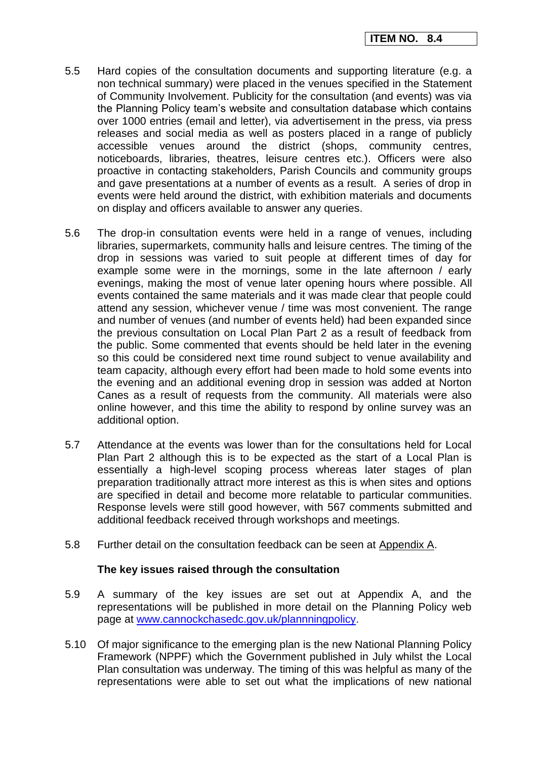5.5 Hard copies of the consultation documents and supporting literature (e.g. a non technical summary) were placed in the venues specified in the Statement of Community Involvement. Publicity for the consultation (and events) was via the Planning Policy team's website and consultation database which contains over 1000 entries (email and letter), via advertisement in the press, via press releases and social media as well as posters placed in a range of publicly accessible venues around the district (shops, community centres, noticeboards, libraries, theatres, leisure centres etc.). Officers were also proactive in contacting stakeholders, Parish Councils and community groups and gave presentations at a number of events as a result. A series of drop in events were held around the district, with exhibition materials and documents on display and officers available to answer any queries.

5.6 The drop-in consultation events were held in a range of venues, including libraries, supermarkets, community halls and leisure centres. The timing of the drop in sessions was varied to suit people at different times of day for example some were in the mornings, some in the late afternoon / early evenings, making the most of venue later opening hours where possible. All events contained the same materials and it was made clear that people could attend any session, whichever venue / time was most convenient. The range and number of venues (and number of events held) had been expanded since the previous consultation on Local Plan Part 2 as a result of feedback from the public. Some commented that events should be held later in the evening so this could be considered next time round subject to venue availability and team capacity, although every effort had been made to hold some events into the evening and an additional evening drop in session was added at Norton Canes as a result of requests from the community. All materials were also online however, and this time the ability to respond by online survey was an additional option.

5.7 Attendance at the events was lower than for the consultations held for Local Plan Part 2 although this is to be expected as the start of a Local Plan is essentially a high-level scoping process whereas later stages of plan preparation traditionally attract more interest as this is when sites and options are specified in detail and become more relatable to particular communities. Response levels were still good however, with 567 comments submitted and additional feedback received through workshops and meetings.

5.8 Further detail on the consultation feedback can be seen at Appendix A.

**The key issues raised through the consultation**

5.9 A summary of the key issues are set out at Appendix A, and the representations will be published in more detail on the Planning Policy web page at www.cannockchasedc.gov.uk/plannningpolicy.

5.10 Of major significance to the emerging plan is the new National Planning Policy Framework (NPPF) which the Government published in July whilst the Local Plan consultation was underway. The timing of this was helpful as many of the representations were able to set out what the implications of new national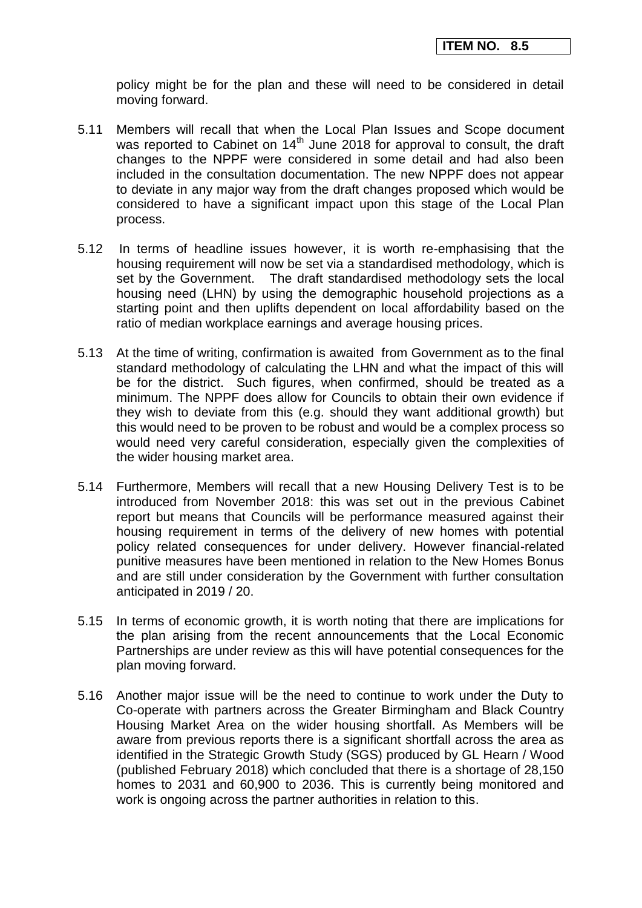policy might be for the plan and these will need to be considered in detail moving forward.

5.11 Members will recall that when the Local Plan Issues and Scope document was reported to Cabinet on 14th June 2018 for approval to consult, the draft changes to the NPPF were considered in some detail and had also been included in the consultation documentation. The new NPPF does not appear to deviate in any major way from the draft changes proposed which would be considered to have a significant impact upon this stage of the Local Plan process.

5.12 In terms of headline issues however, it is worth re-emphasising that the housing requirement will now be set via a standardised methodology, which is set by the Government. The draft standardised methodology sets the local housing need (LHN) by using the demographic household projections as a starting point and then uplifts dependent on local affordability based on the ratio of median workplace earnings and average housing prices.

5.13 At the time of writing, confirmation is awaited from Government as to the final standard methodology of calculating the LHN and what the impact of this will be for the district. Such figures, when confirmed, should be treated as a minimum. The NPPF does allow for Councils to obtain their own evidence if they wish to deviate from this (e.g. should they want additional growth) but this would need to be proven to be robust and would be a complex process so would need very careful consideration, especially given the complexities of the wider housing market area.

5.14 Furthermore, Members will recall that a new Housing Delivery Test is to be introduced from November 2018: this was set out in the previous Cabinet report but means that Councils will be performance measured against their housing requirement in terms of the delivery of new homes with potential policy related consequences for under delivery. However financial-related punitive measures have been mentioned in relation to the New Homes Bonus and are still under consideration by the Government with further consultation anticipated in 2019 / 20.

5.15 In terms of economic growth, it is worth noting that there are implications for the plan arising from the recent announcements that the Local Economic Partnerships are under review as this will have potential consequences for the plan moving forward.

5.16 Another major issue will be the need to continue to work under the Duty to Co-operate with partners across the Greater Birmingham and Black Country Housing Market Area on the wider housing shortfall. As Members will be aware from previous reports there is a significant shortfall across the area as identified in the Strategic Growth Study (SGS) produced by GL Hearn / Wood (published February 2018) which concluded that there is a shortage of 28,150 homes to 2031 and 60,900 to 2036. This is currently being monitored and work is ongoing across the partner authorities in relation to this.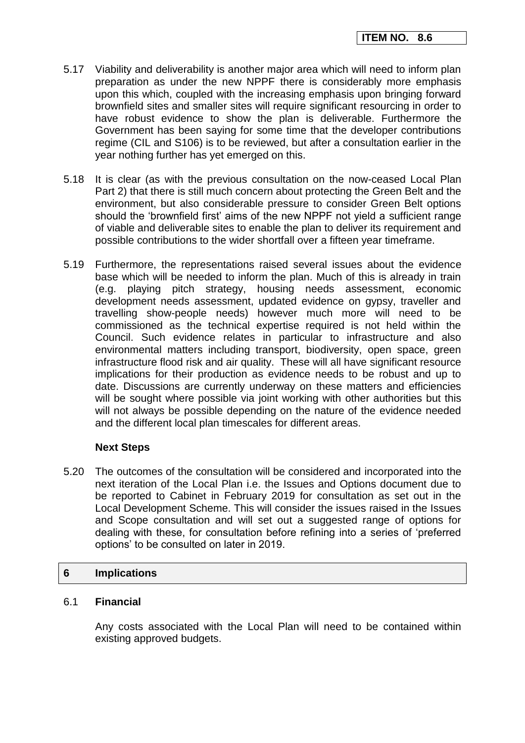5.17 Viability and deliverability is another major area which will need to inform plan preparation as under the new NPPF there is considerably more emphasis upon this which, coupled with the increasing emphasis upon bringing forward brownfield sites and smaller sites will require significant resourcing in order to have robust evidence to show the plan is deliverable. Furthermore the Government has been saying for some time that the developer contributions regime (CIL and S106) is to be reviewed, but after a consultation earlier in the year nothing further has yet emerged on this.

5.18 It is clear (as with the previous consultation on the now-ceased Local Plan Part 2) that there is still much concern about protecting the Green Belt and the environment, but also considerable pressure to consider Green Belt options should the 'brownfield first' aims of the new NPPF not yield a sufficient range of viable and deliverable sites to enable the plan to deliver its requirement and possible contributions to the wider shortfall over a fifteen year timeframe.

5.19 Furthermore, the representations raised several issues about the evidence base which will be needed to inform the plan. Much of this is already in train (e.g. playing pitch strategy, housing needs assessment, economic development needs assessment, updated evidence on gypsy, traveller and travelling show-people needs) however much more will need to be commissioned as the technical expertise required is not held within the Council. Such evidence relates in particular to infrastructure and also environmental matters including transport, biodiversity, open space, green infrastructure flood risk and air quality. These will all have significant resource implications for their production as evidence needs to be robust and up to date. Discussions are currently underway on these matters and efficiencies will be sought where possible via joint working with other authorities but this will not always be possible depending on the nature of the evidence needed and the different local plan timescales for different areas.

### Next Steps

5.20 The outcomes of the consultation will be considered and incorporated into the next iteration of the Local Plan i.e. the Issues and Options document due to be reported to Cabinet in February 2019 for consultation as set out in the Local Development Scheme. This will consider the issues raised in the Issues and Scope consultation and will set out a suggested range of options for dealing with these, for consultation before refining into a series of 'preferred options' to be consulted on later in 2019.

## 6 Implications

### 6.1 Financial

Any costs associated with the Local Plan will need to be contained within existing approved budgets.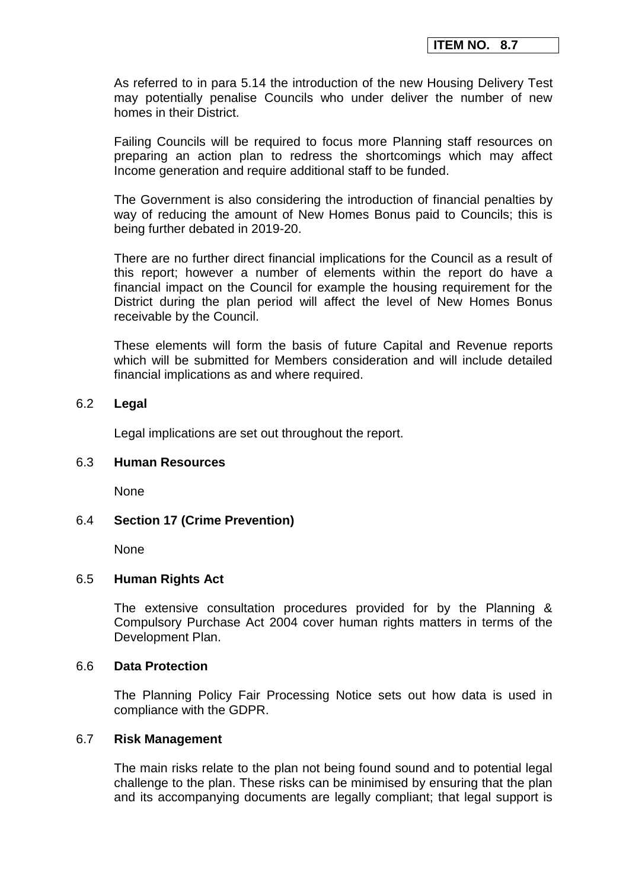As referred to in para 5.14 the introduction of the new Housing Delivery Test may potentially penalise Councils who under deliver the number of new homes in their District.

Failing Councils will be required to focus more Planning staff resources on preparing an action plan to redress the shortcomings which may affect Income generation and require additional staff to be funded.

The Government is also considering the introduction of financial penalties by way of reducing the amount of New Homes Bonus paid to Councils; this is being further debated in 2019-20.

There are no further direct financial implications for the Council as a result of this report; however a number of elements within the report do have a financial impact on the Council for example the housing requirement for the District during the plan period will affect the level of New Homes Bonus receivable by the Council.

These elements will form the basis of future Capital and Revenue reports which will be submitted for Members consideration and will include detailed financial implications as and where required.

6.2 **Legal**

Legal implications are set out throughout the report.

6.3 **Human Resources**

None

6.4 **Section 17 (Crime Prevention)**

None

6.5 **Human Rights Act**

The extensive consultation procedures provided for by the Planning & Compulsory Purchase Act 2004 cover human rights matters in terms of the Development Plan.

6.6 **Data Protection**

The Planning Policy Fair Processing Notice sets out how data is used in compliance with the GDPR.

6.7 **Risk Management**

The main risks relate to the plan not being found sound and to potential legal challenge to the plan. These risks can be minimised by ensuring that the plan and its accompanying documents are legally compliant; that legal support is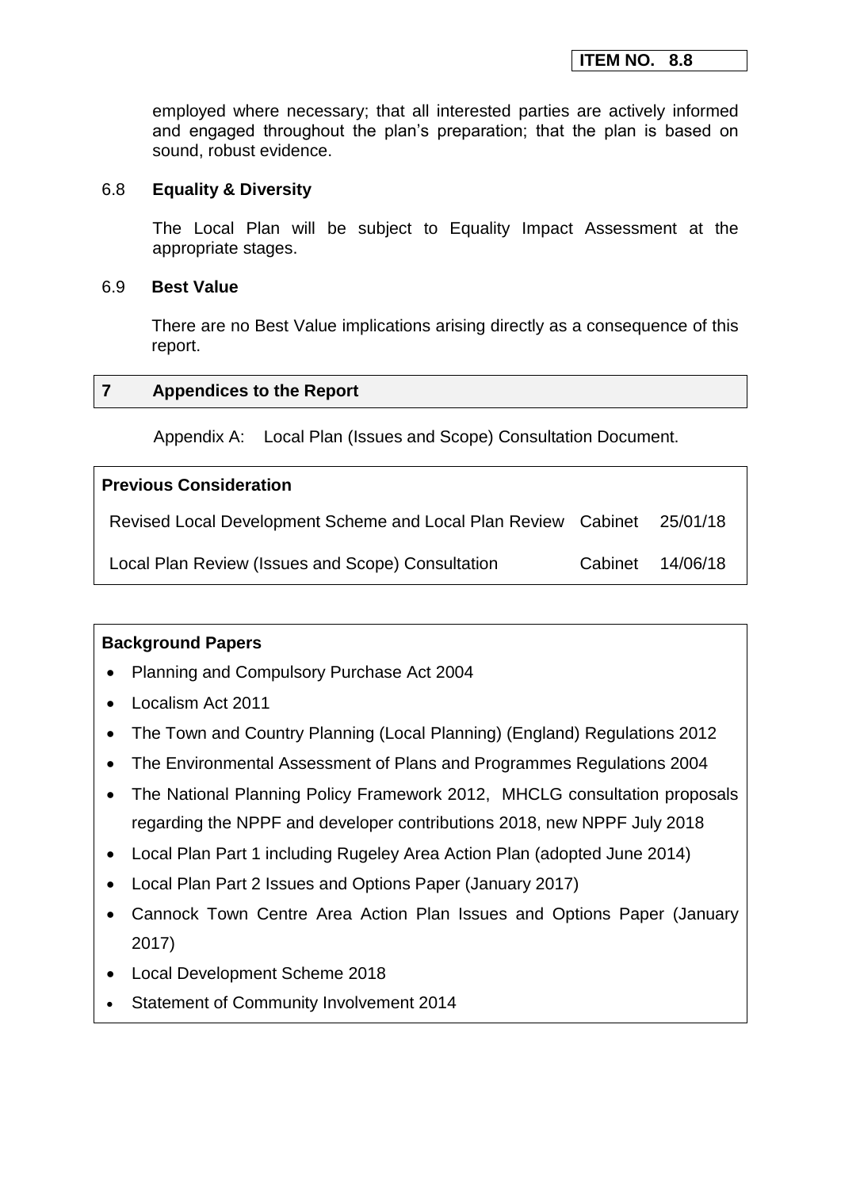employed where necessary; that all interested parties are actively informed and engaged throughout the plan's preparation; that the plan is based on sound, robust evidence.

### 6.8 Equality & Diversity

The Local Plan will be subject to Equality Impact Assessment at the appropriate stages.

### 6.9 Best Value

There are no Best Value implications arising directly as a consequence of this report.

## 7 Appendices to the Report

Appendix A: Local Plan (Issues and Scope) Consultation Document.

**Previous Consideration**

| | | |
|---|---|---|
| Revised Local Development Scheme and Local Plan Review | Cabinet | 25/01/18 |
| Local Plan Review (Issues and Scope) Consultation | Cabinet | 14/06/18 |

**Background Papers**

- Planning and Compulsory Purchase Act 2004
- Localism Act 2011
- The Town and Country Planning (Local Planning) (England) Regulations 2012
- The Environmental Assessment of Plans and Programmes Regulations 2004
- The National Planning Policy Framework 2012, MHCLG consultation proposals regarding the NPPF and developer contributions 2018, new NPPF July 2018
- Local Plan Part 1 including Rugeley Area Action Plan (adopted June 2014)
- Local Plan Part 2 Issues and Options Paper (January 2017)
- Cannock Town Centre Area Action Plan Issues and Options Paper (January 2017)
- Local Development Scheme 2018
- Statement of Community Involvement 2014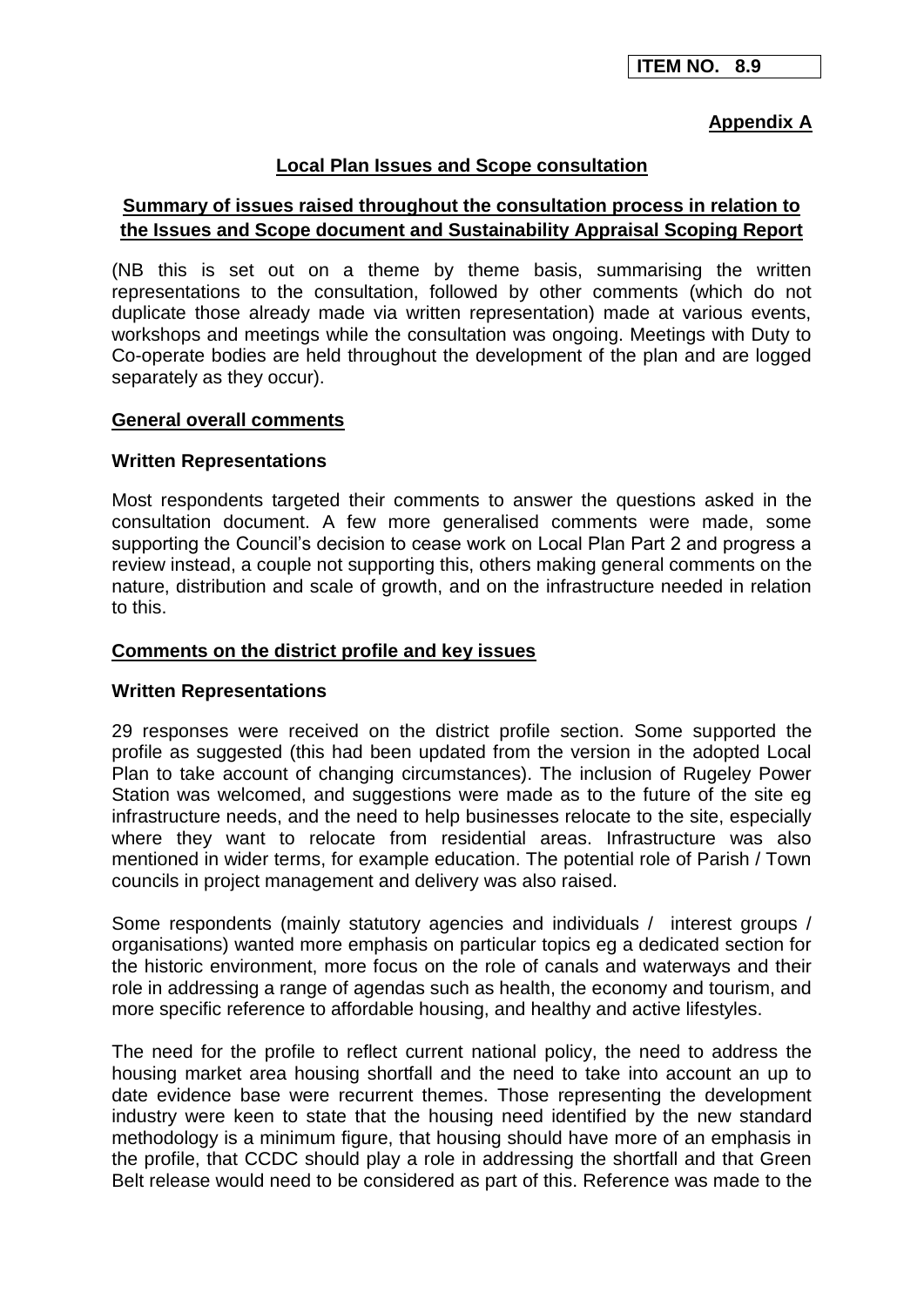**ITEM NO. 8.9**

**Appendix A**

## Local Plan Issues and Scope consultation

### Summary of issues raised throughout the consultation process in relation to the Issues and Scope document and Sustainability Appraisal Scoping Report

(NB this is set out on a theme by theme basis, summarising the written representations to the consultation, followed by other comments (which do not duplicate those already made via written representation) made at various events, workshops and meetings while the consultation was ongoing. Meetings with Duty to Co-operate bodies are held throughout the development of the plan and are logged separately as they occur).

### General overall comments

**Written Representations**

Most respondents targeted their comments to answer the questions asked in the consultation document. A few more generalised comments were made, some supporting the Council's decision to cease work on Local Plan Part 2 and progress a review instead, a couple not supporting this, others making general comments on the nature, distribution and scale of growth, and on the infrastructure needed in relation to this.

### Comments on the district profile and key issues

**Written Representations**

29 responses were received on the district profile section. Some supported the profile as suggested (this had been updated from the version in the adopted Local Plan to take account of changing circumstances). The inclusion of Rugeley Power Station was welcomed, and suggestions were made as to the future of the site eg infrastructure needs, and the need to help businesses relocate to the site, especially where they want to relocate from residential areas. Infrastructure was also mentioned in wider terms, for example education. The potential role of Parish / Town councils in project management and delivery was also raised.

Some respondents (mainly statutory agencies and individuals / interest groups / organisations) wanted more emphasis on particular topics eg a dedicated section for the historic environment, more focus on the role of canals and waterways and their role in addressing a range of agendas such as health, the economy and tourism, and more specific reference to affordable housing, and healthy and active lifestyles.

The need for the profile to reflect current national policy, the need to address the housing market area housing shortfall and the need to take into account an up to date evidence base were recurrent themes. Those representing the development industry were keen to state that the housing need identified by the new standard methodology is a minimum figure, that housing should have more of an emphasis in the profile, that CCDC should play a role in addressing the shortfall and that Green Belt release would need to be considered as part of this. Reference was made to the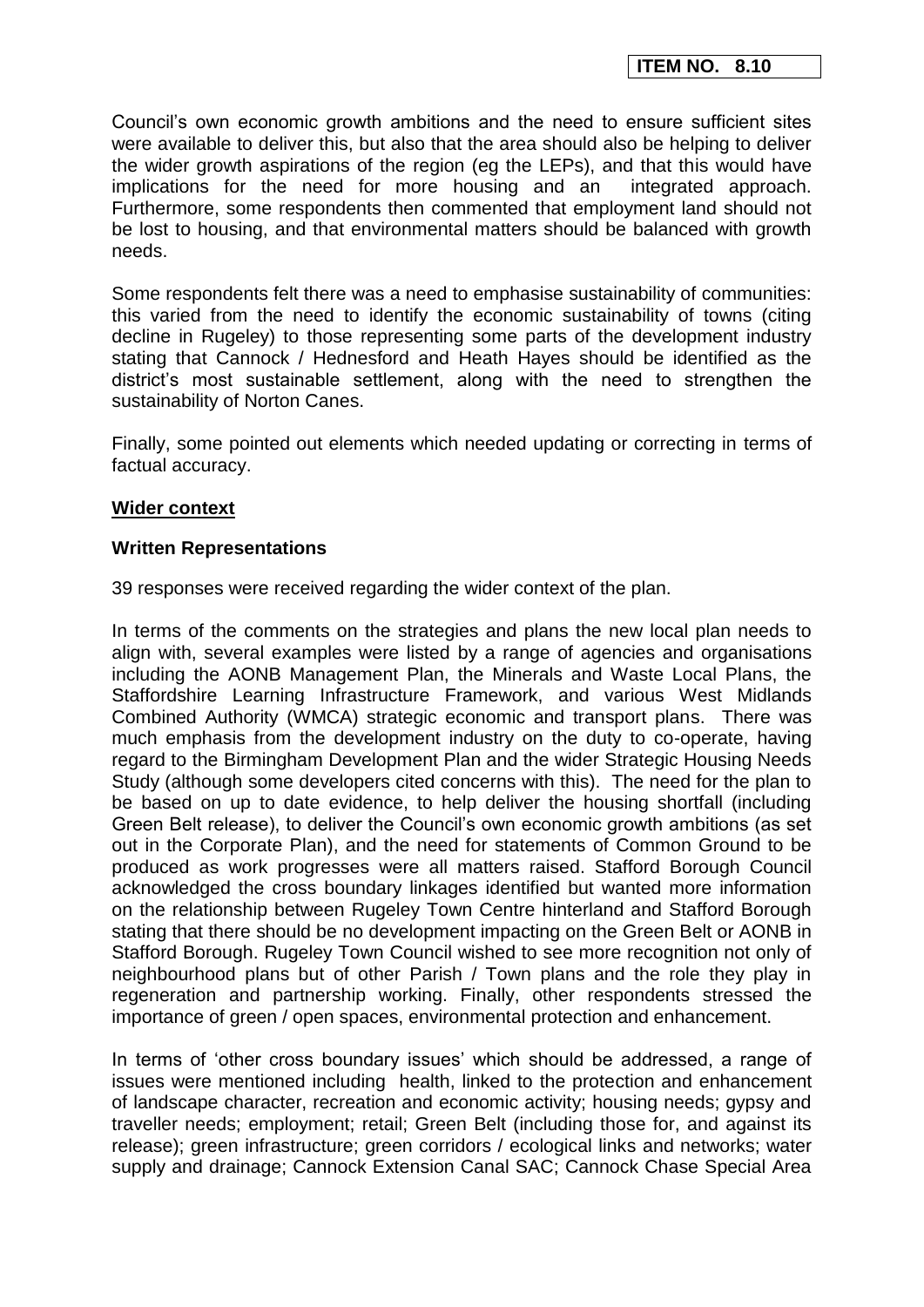Council's own economic growth ambitions and the need to ensure sufficient sites were available to deliver this, but also that the area should also be helping to deliver the wider growth aspirations of the region (eg the LEPs), and that this would have implications for the need for more housing and an integrated approach. Furthermore, some respondents then commented that employment land should not be lost to housing, and that environmental matters should be balanced with growth needs.

Some respondents felt there was a need to emphasise sustainability of communities: this varied from the need to identify the economic sustainability of towns (citing decline in Rugeley) to those representing some parts of the development industry stating that Cannock / Hednesford and Heath Hayes should be identified as the district's most sustainable settlement, along with the need to strengthen the sustainability of Norton Canes.

Finally, some pointed out elements which needed updating or correcting in terms of factual accuracy.

**Wider context**

**Written Representations**

39 responses were received regarding the wider context of the plan.

In terms of the comments on the strategies and plans the new local plan needs to align with, several examples were listed by a range of agencies and organisations including the AONB Management Plan, the Minerals and Waste Local Plans, the Staffordshire Learning Infrastructure Framework, and various West Midlands Combined Authority (WMCA) strategic economic and transport plans. There was much emphasis from the development industry on the duty to co-operate, having regard to the Birmingham Development Plan and the wider Strategic Housing Needs Study (although some developers cited concerns with this). The need for the plan to be based on up to date evidence, to help deliver the housing shortfall (including Green Belt release), to deliver the Council's own economic growth ambitions (as set out in the Corporate Plan), and the need for statements of Common Ground to be produced as work progresses were all matters raised. Stafford Borough Council acknowledged the cross boundary linkages identified but wanted more information on the relationship between Rugeley Town Centre hinterland and Stafford Borough stating that there should be no development impacting on the Green Belt or AONB in Stafford Borough. Rugeley Town Council wished to see more recognition not only of neighbourhood plans but of other Parish / Town plans and the role they play in regeneration and partnership working. Finally, other respondents stressed the importance of green / open spaces, environmental protection and enhancement.

In terms of 'other cross boundary issues' which should be addressed, a range of issues were mentioned including health, linked to the protection and enhancement of landscape character, recreation and economic activity; housing needs; gypsy and traveller needs; employment; retail; Green Belt (including those for, and against its release); green infrastructure; green corridors / ecological links and networks; water supply and drainage; Cannock Extension Canal SAC; Cannock Chase Special Area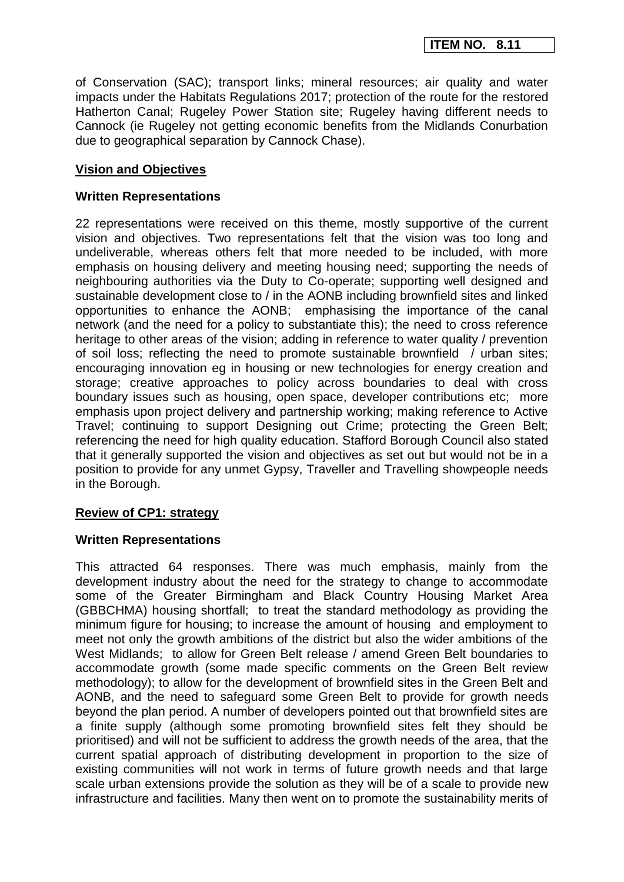of Conservation (SAC); transport links; mineral resources; air quality and water impacts under the Habitats Regulations 2017; protection of the route for the restored Hatherton Canal; Rugeley Power Station site; Rugeley having different needs to Cannock (ie Rugeley not getting economic benefits from the Midlands Conurbation due to geographical separation by Cannock Chase).

## Vision and Objectives

### Written Representations

22 representations were received on this theme, mostly supportive of the current vision and objectives. Two representations felt that the vision was too long and undeliverable, whereas others felt that more needed to be included, with more emphasis on housing delivery and meeting housing need; supporting the needs of neighbouring authorities via the Duty to Co-operate; supporting well designed and sustainable development close to / in the AONB including brownfield sites and linked opportunities to enhance the AONB; emphasising the importance of the canal network (and the need for a policy to substantiate this); the need to cross reference heritage to other areas of the vision; adding in reference to water quality / prevention of soil loss; reflecting the need to promote sustainable brownfield / urban sites; encouraging innovation eg in housing or new technologies for energy creation and storage; creative approaches to policy across boundaries to deal with cross boundary issues such as housing, open space, developer contributions etc; more emphasis upon project delivery and partnership working; making reference to Active Travel; continuing to support Designing out Crime; protecting the Green Belt; referencing the need for high quality education. Stafford Borough Council also stated that it generally supported the vision and objectives as set out but would not be in a position to provide for any unmet Gypsy, Traveller and Travelling showpeople needs in the Borough.

## Review of CP1: strategy

### Written Representations

This attracted 64 responses. There was much emphasis, mainly from the development industry about the need for the strategy to change to accommodate some of the Greater Birmingham and Black Country Housing Market Area (GBBCHMA) housing shortfall; to treat the standard methodology as providing the minimum figure for housing; to increase the amount of housing and employment to meet not only the growth ambitions of the district but also the wider ambitions of the West Midlands; to allow for Green Belt release / amend Green Belt boundaries to accommodate growth (some made specific comments on the Green Belt review methodology); to allow for the development of brownfield sites in the Green Belt and AONB, and the need to safeguard some Green Belt to provide for growth needs beyond the plan period. A number of developers pointed out that brownfield sites are a finite supply (although some promoting brownfield sites felt they should be prioritised) and will not be sufficient to address the growth needs of the area, that the current spatial approach of distributing development in proportion to the size of existing communities will not work in terms of future growth needs and that large scale urban extensions provide the solution as they will be of a scale to provide new infrastructure and facilities. Many then went on to promote the sustainability merits of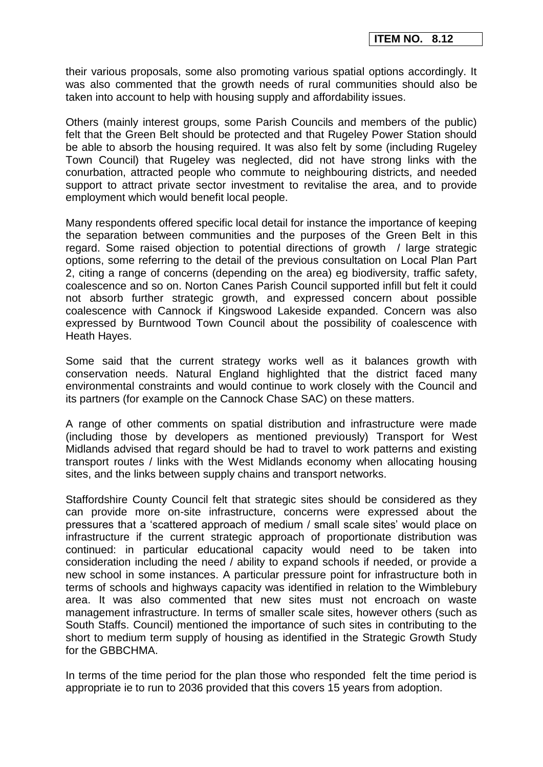their various proposals, some also promoting various spatial options accordingly. It was also commented that the growth needs of rural communities should also be taken into account to help with housing supply and affordability issues.

Others (mainly interest groups, some Parish Councils and members of the public) felt that the Green Belt should be protected and that Rugeley Power Station should be able to absorb the housing required. It was also felt by some (including Rugeley Town Council) that Rugeley was neglected, did not have strong links with the conurbation, attracted people who commute to neighbouring districts, and needed support to attract private sector investment to revitalise the area, and to provide employment which would benefit local people.

Many respondents offered specific local detail for instance the importance of keeping the separation between communities and the purposes of the Green Belt in this regard. Some raised objection to potential directions of growth / large strategic options, some referring to the detail of the previous consultation on Local Plan Part 2, citing a range of concerns (depending on the area) eg biodiversity, traffic safety, coalescence and so on. Norton Canes Parish Council supported infill but felt it could not absorb further strategic growth, and expressed concern about possible coalescence with Cannock if Kingswood Lakeside expanded. Concern was also expressed by Burntwood Town Council about the possibility of coalescence with Heath Hayes.

Some said that the current strategy works well as it balances growth with conservation needs. Natural England highlighted that the district faced many environmental constraints and would continue to work closely with the Council and its partners (for example on the Cannock Chase SAC) on these matters.

A range of other comments on spatial distribution and infrastructure were made (including those by developers as mentioned previously) Transport for West Midlands advised that regard should be had to travel to work patterns and existing transport routes / links with the West Midlands economy when allocating housing sites, and the links between supply chains and transport networks.

Staffordshire County Council felt that strategic sites should be considered as they can provide more on-site infrastructure, concerns were expressed about the pressures that a 'scattered approach of medium / small scale sites' would place on infrastructure if the current strategic approach of proportionate distribution was continued: in particular educational capacity would need to be taken into consideration including the need / ability to expand schools if needed, or provide a new school in some instances. A particular pressure point for infrastructure both in terms of schools and highways capacity was identified in relation to the Wimblebury area. It was also commented that new sites must not encroach on waste management infrastructure. In terms of smaller scale sites, however others (such as South Staffs. Council) mentioned the importance of such sites in contributing to the short to medium term supply of housing as identified in the Strategic Growth Study for the GBBCHMA.

In terms of the time period for the plan those who responded felt the time period is appropriate ie to run to 2036 provided that this covers 15 years from adoption.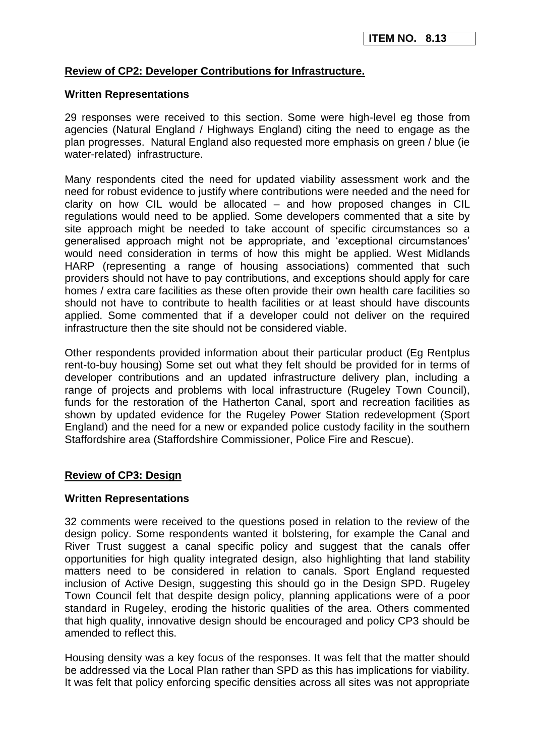**ITEM NO. 8.13**

## Review of CP2: Developer Contributions for Infrastructure.

### Written Representations

29 responses were received to this section. Some were high-level eg those from agencies (Natural England / Highways England) citing the need to engage as the plan progresses. Natural England also requested more emphasis on green / blue (ie water-related) infrastructure.

Many respondents cited the need for updated viability assessment work and the need for robust evidence to justify where contributions were needed and the need for clarity on how CIL would be allocated – and how proposed changes in CIL regulations would need to be applied. Some developers commented that a site by site approach might be needed to take account of specific circumstances so a generalised approach might not be appropriate, and 'exceptional circumstances' would need consideration in terms of how this might be applied. West Midlands HARP (representing a range of housing associations) commented that such providers should not have to pay contributions, and exceptions should apply for care homes / extra care facilities as these often provide their own health care facilities so should not have to contribute to health facilities or at least should have discounts applied. Some commented that if a developer could not deliver on the required infrastructure then the site should not be considered viable.

Other respondents provided information about their particular product (Eg Rentplus rent-to-buy housing) Some set out what they felt should be provided for in terms of developer contributions and an updated infrastructure delivery plan, including a range of projects and problems with local infrastructure (Rugeley Town Council), funds for the restoration of the Hatherton Canal, sport and recreation facilities as shown by updated evidence for the Rugeley Power Station redevelopment (Sport England) and the need for a new or expanded police custody facility in the southern Staffordshire area (Staffordshire Commissioner, Police Fire and Rescue).

## Review of CP3: Design

### Written Representations

32 comments were received to the questions posed in relation to the review of the design policy. Some respondents wanted it bolstering, for example the Canal and River Trust suggest a canal specific policy and suggest that the canals offer opportunities for high quality integrated design, also highlighting that land stability matters need to be considered in relation to canals. Sport England requested inclusion of Active Design, suggesting this should go in the Design SPD. Rugeley Town Council felt that despite design policy, planning applications were of a poor standard in Rugeley, eroding the historic qualities of the area. Others commented that high quality, innovative design should be encouraged and policy CP3 should be amended to reflect this.

Housing density was a key focus of the responses. It was felt that the matter should be addressed via the Local Plan rather than SPD as this has implications for viability. It was felt that policy enforcing specific densities across all sites was not appropriate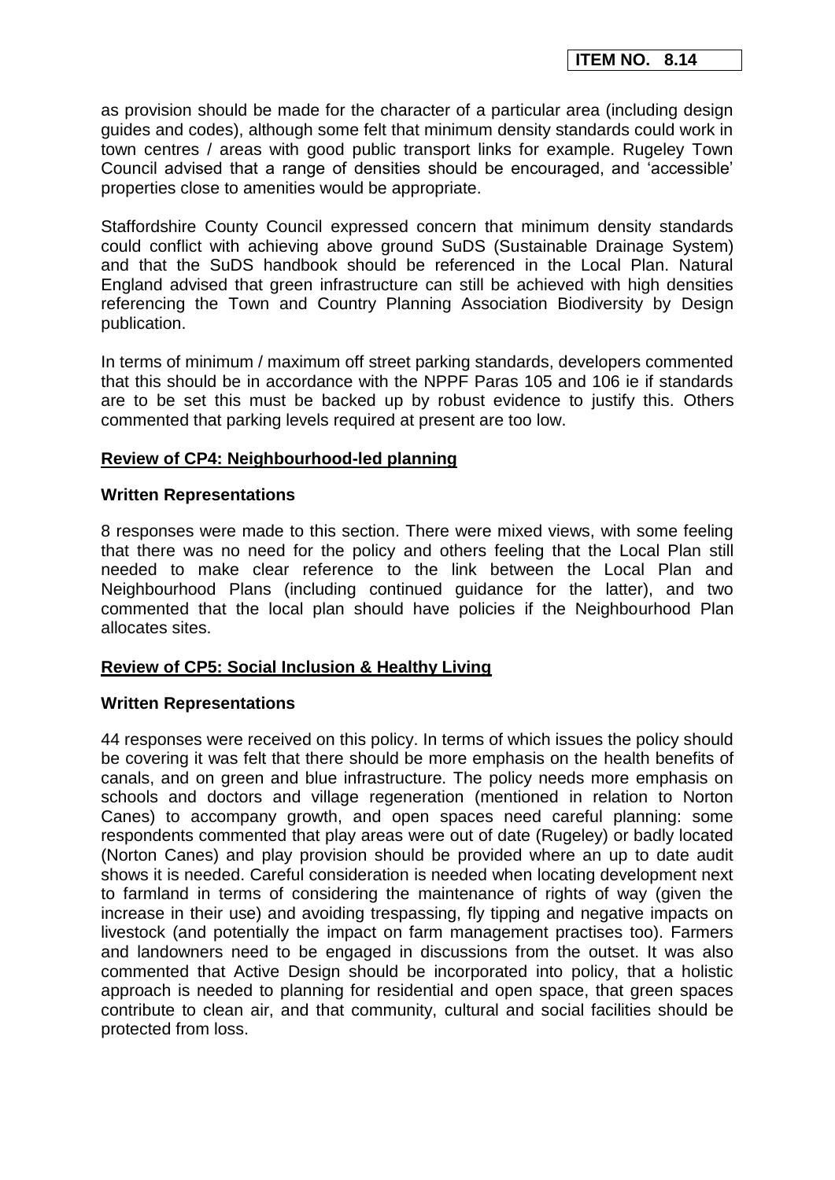as provision should be made for the character of a particular area (including design guides and codes), although some felt that minimum density standards could work in town centres / areas with good public transport links for example. Rugeley Town Council advised that a range of densities should be encouraged, and 'accessible' properties close to amenities would be appropriate.

Staffordshire County Council expressed concern that minimum density standards could conflict with achieving above ground SuDS (Sustainable Drainage System) and that the SuDS handbook should be referenced in the Local Plan. Natural England advised that green infrastructure can still be achieved with high densities referencing the Town and Country Planning Association Biodiversity by Design publication.

In terms of minimum / maximum off street parking standards, developers commented that this should be in accordance with the NPPF Paras 105 and 106 ie if standards are to be set this must be backed up by robust evidence to justify this. Others commented that parking levels required at present are too low.

## Review of CP4: Neighbourhood-led planning

### Written Representations

8 responses were made to this section. There were mixed views, with some feeling that there was no need for the policy and others feeling that the Local Plan still needed to make clear reference to the link between the Local Plan and Neighbourhood Plans (including continued guidance for the latter), and two commented that the local plan should have policies if the Neighbourhood Plan allocates sites.

## Review of CP5: Social Inclusion & Healthy Living

### Written Representations

44 responses were received on this policy. In terms of which issues the policy should be covering it was felt that there should be more emphasis on the health benefits of canals, and on green and blue infrastructure. The policy needs more emphasis on schools and doctors and village regeneration (mentioned in relation to Norton Canes) to accompany growth, and open spaces need careful planning: some respondents commented that play areas were out of date (Rugeley) or badly located (Norton Canes) and play provision should be provided where an up to date audit shows it is needed. Careful consideration is needed when locating development next to farmland in terms of considering the maintenance of rights of way (given the increase in their use) and avoiding trespassing, fly tipping and negative impacts on livestock (and potentially the impact on farm management practises too). Farmers and landowners need to be engaged in discussions from the outset. It was also commented that Active Design should be incorporated into policy, that a holistic approach is needed to planning for residential and open space, that green spaces contribute to clean air, and that community, cultural and social facilities should be protected from loss.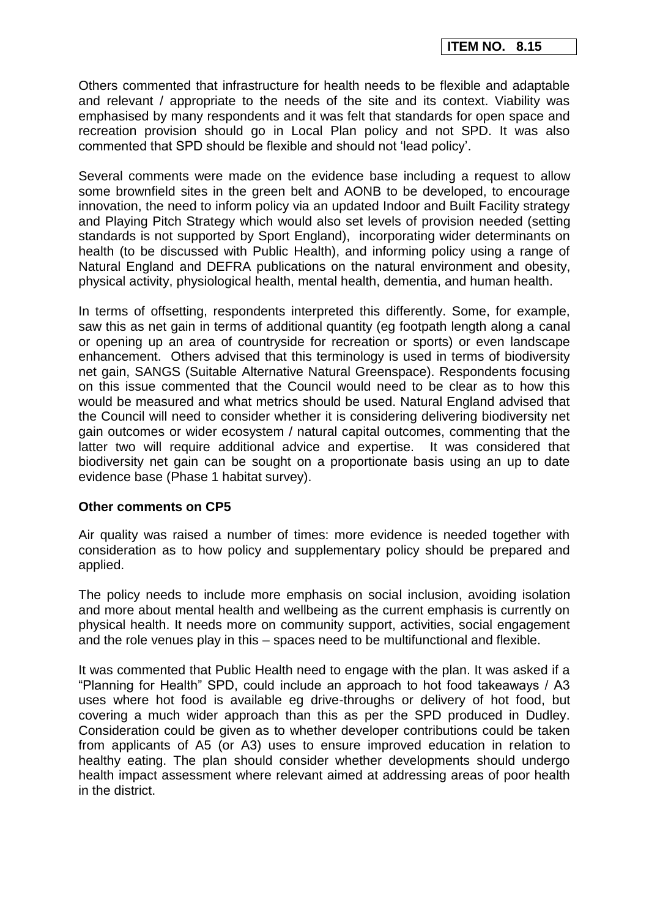Others commented that infrastructure for health needs to be flexible and adaptable and relevant / appropriate to the needs of the site and its context. Viability was emphasised by many respondents and it was felt that standards for open space and recreation provision should go in Local Plan policy and not SPD. It was also commented that SPD should be flexible and should not 'lead policy'.

Several comments were made on the evidence base including a request to allow some brownfield sites in the green belt and AONB to be developed, to encourage innovation, the need to inform policy via an updated Indoor and Built Facility strategy and Playing Pitch Strategy which would also set levels of provision needed (setting standards is not supported by Sport England), incorporating wider determinants on health (to be discussed with Public Health), and informing policy using a range of Natural England and DEFRA publications on the natural environment and obesity, physical activity, physiological health, mental health, dementia, and human health.

In terms of offsetting, respondents interpreted this differently. Some, for example, saw this as net gain in terms of additional quantity (eg footpath length along a canal or opening up an area of countryside for recreation or sports) or even landscape enhancement. Others advised that this terminology is used in terms of biodiversity net gain, SANGS (Suitable Alternative Natural Greenspace). Respondents focusing on this issue commented that the Council would need to be clear as to how this would be measured and what metrics should be used. Natural England advised that the Council will need to consider whether it is considering delivering biodiversity net gain outcomes or wider ecosystem / natural capital outcomes, commenting that the latter two will require additional advice and expertise. It was considered that biodiversity net gain can be sought on a proportionate basis using an up to date evidence base (Phase 1 habitat survey).

**Other comments on CP5**

Air quality was raised a number of times: more evidence is needed together with consideration as to how policy and supplementary policy should be prepared and applied.

The policy needs to include more emphasis on social inclusion, avoiding isolation and more about mental health and wellbeing as the current emphasis is currently on physical health. It needs more on community support, activities, social engagement and the role venues play in this – spaces need to be multifunctional and flexible.

It was commented that Public Health need to engage with the plan. It was asked if a "Planning for Health" SPD, could include an approach to hot food takeaways / A3 uses where hot food is available eg drive-throughs or delivery of hot food, but covering a much wider approach than this as per the SPD produced in Dudley. Consideration could be given as to whether developer contributions could be taken from applicants of A5 (or A3) uses to ensure improved education in relation to healthy eating. The plan should consider whether developments should undergo health impact assessment where relevant aimed at addressing areas of poor health in the district.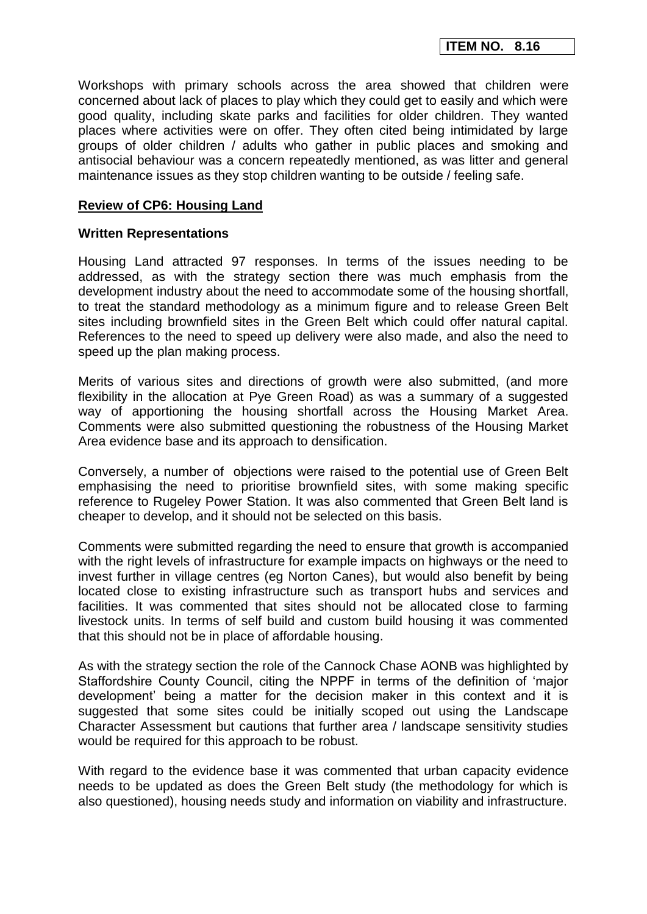Workshops with primary schools across the area showed that children were concerned about lack of places to play which they could get to easily and which were good quality, including skate parks and facilities for older children. They wanted places where activities were on offer. They often cited being intimidated by large groups of older children / adults who gather in public places and smoking and antisocial behaviour was a concern repeatedly mentioned, as was litter and general maintenance issues as they stop children wanting to be outside / feeling safe.

**Review of CP6: Housing Land**

**Written Representations**

Housing Land attracted 97 responses. In terms of the issues needing to be addressed, as with the strategy section there was much emphasis from the development industry about the need to accommodate some of the housing shortfall, to treat the standard methodology as a minimum figure and to release Green Belt sites including brownfield sites in the Green Belt which could offer natural capital. References to the need to speed up delivery were also made, and also the need to speed up the plan making process.

Merits of various sites and directions of growth were also submitted, (and more flexibility in the allocation at Pye Green Road) as was a summary of a suggested way of apportioning the housing shortfall across the Housing Market Area. Comments were also submitted questioning the robustness of the Housing Market Area evidence base and its approach to densification.

Conversely, a number of objections were raised to the potential use of Green Belt emphasising the need to prioritise brownfield sites, with some making specific reference to Rugeley Power Station. It was also commented that Green Belt land is cheaper to develop, and it should not be selected on this basis.

Comments were submitted regarding the need to ensure that growth is accompanied with the right levels of infrastructure for example impacts on highways or the need to invest further in village centres (eg Norton Canes), but would also benefit by being located close to existing infrastructure such as transport hubs and services and facilities. It was commented that sites should not be allocated close to farming livestock units. In terms of self build and custom build housing it was commented that this should not be in place of affordable housing.

As with the strategy section the role of the Cannock Chase AONB was highlighted by Staffordshire County Council, citing the NPPF in terms of the definition of 'major development' being a matter for the decision maker in this context and it is suggested that some sites could be initially scoped out using the Landscape Character Assessment but cautions that further area / landscape sensitivity studies would be required for this approach to be robust.

With regard to the evidence base it was commented that urban capacity evidence needs to be updated as does the Green Belt study (the methodology for which is also questioned), housing needs study and information on viability and infrastructure.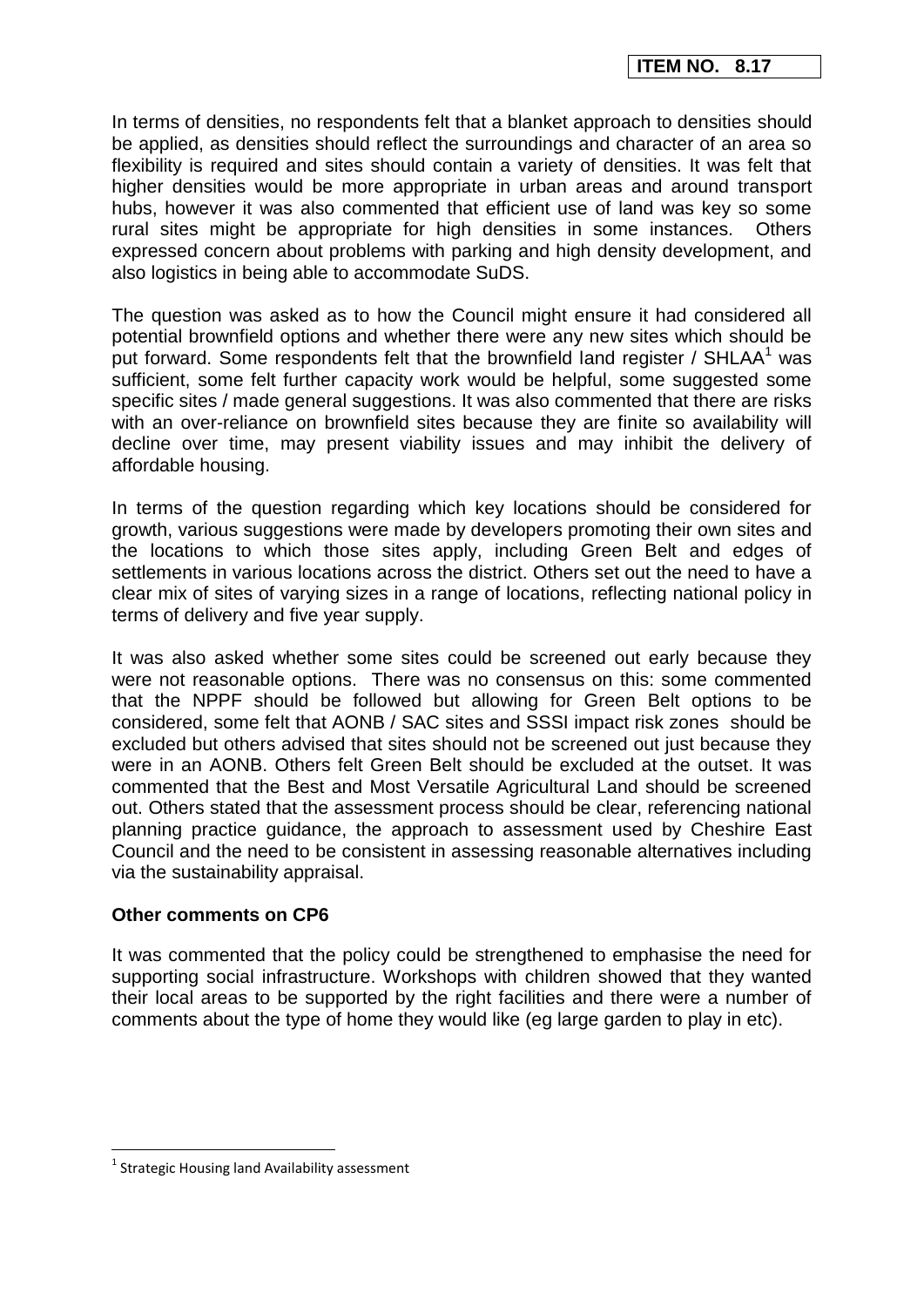In terms of densities, no respondents felt that a blanket approach to densities should be applied, as densities should reflect the surroundings and character of an area so flexibility is required and sites should contain a variety of densities. It was felt that higher densities would be more appropriate in urban areas and around transport hubs, however it was also commented that efficient use of land was key so some rural sites might be appropriate for high densities in some instances. Others expressed concern about problems with parking and high density development, and also logistics in being able to accommodate SuDS.

The question was asked as to how the Council might ensure it had considered all potential brownfield options and whether there were any new sites which should be put forward. Some respondents felt that the brownfield land register / SHLAA[1] was sufficient, some felt further capacity work would be helpful, some suggested some specific sites / made general suggestions. It was also commented that there are risks with an over-reliance on brownfield sites because they are finite so availability will decline over time, may present viability issues and may inhibit the delivery of affordable housing.

In terms of the question regarding which key locations should be considered for growth, various suggestions were made by developers promoting their own sites and the locations to which those sites apply, including Green Belt and edges of settlements in various locations across the district. Others set out the need to have a clear mix of sites of varying sizes in a range of locations, reflecting national policy in terms of delivery and five year supply.

It was also asked whether some sites could be screened out early because they were not reasonable options. There was no consensus on this: some commented that the NPPF should be followed but allowing for Green Belt options to be considered, some felt that AONB / SAC sites and SSSI impact risk zones should be excluded but others advised that sites should not be screened out just because they were in an AONB. Others felt Green Belt should be excluded at the outset. It was commented that the Best and Most Versatile Agricultural Land should be screened out. Others stated that the assessment process should be clear, referencing national planning practice guidance, the approach to assessment used by Cheshire East Council and the need to be consistent in assessing reasonable alternatives including via the sustainability appraisal.

**Other comments on CP6**

It was commented that the policy could be strengthened to emphasise the need for supporting social infrastructure. Workshops with children showed that they wanted their local areas to be supported by the right facilities and there were a number of comments about the type of home they would like (eg large garden to play in etc).

[1] Strategic Housing land Availability assessment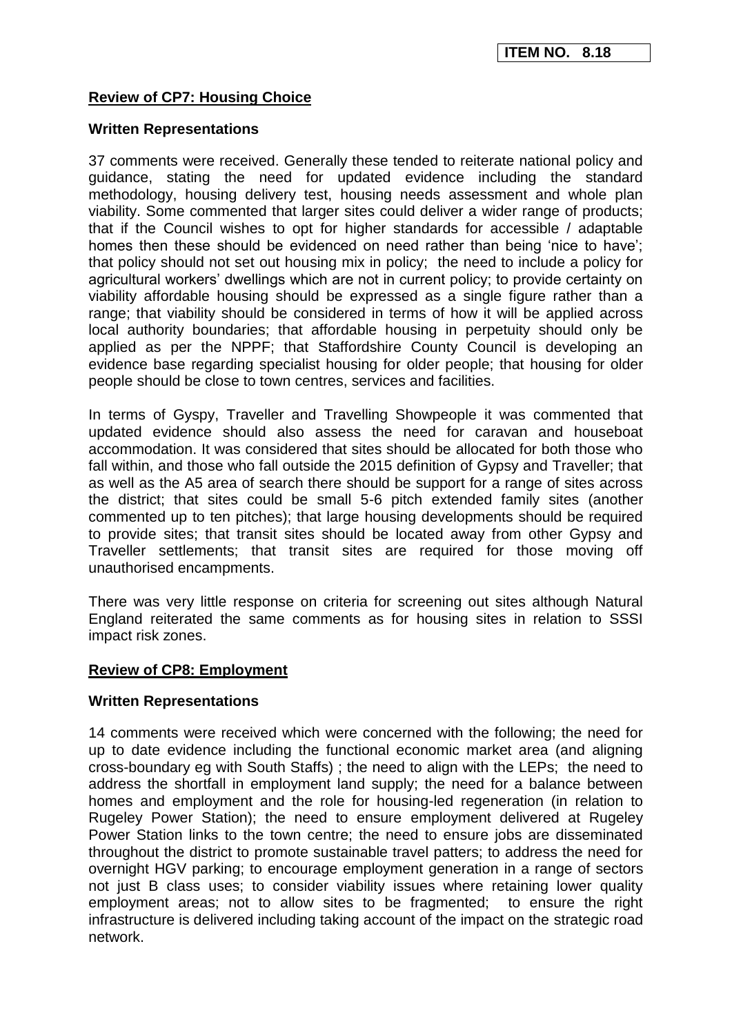**ITEM NO. 8.18**

## Review of CP7: Housing Choice

### Written Representations

37 comments were received. Generally these tended to reiterate national policy and guidance, stating the need for updated evidence including the standard methodology, housing delivery test, housing needs assessment and whole plan viability. Some commented that larger sites could deliver a wider range of products; that if the Council wishes to opt for higher standards for accessible / adaptable homes then these should be evidenced on need rather than being 'nice to have'; that policy should not set out housing mix in policy; the need to include a policy for agricultural workers' dwellings which are not in current policy; to provide certainty on viability affordable housing should be expressed as a single figure rather than a range; that viability should be considered in terms of how it will be applied across local authority boundaries; that affordable housing in perpetuity should only be applied as per the NPPF; that Staffordshire County Council is developing an evidence base regarding specialist housing for older people; that housing for older people should be close to town centres, services and facilities.

In terms of Gyspy, Traveller and Travelling Showpeople it was commented that updated evidence should also assess the need for caravan and houseboat accommodation. It was considered that sites should be allocated for both those who fall within, and those who fall outside the 2015 definition of Gypsy and Traveller; that as well as the A5 area of search there should be support for a range of sites across the district; that sites could be small 5-6 pitch extended family sites (another commented up to ten pitches); that large housing developments should be required to provide sites; that transit sites should be located away from other Gypsy and Traveller settlements; that transit sites are required for those moving off unauthorised encampments.

There was very little response on criteria for screening out sites although Natural England reiterated the same comments as for housing sites in relation to SSSI impact risk zones.

## Review of CP8: Employment

### Written Representations

14 comments were received which were concerned with the following; the need for up to date evidence including the functional economic market area (and aligning cross-boundary eg with South Staffs) ; the need to align with the LEPs; the need to address the shortfall in employment land supply; the need for a balance between homes and employment and the role for housing-led regeneration (in relation to Rugeley Power Station); the need to ensure employment delivered at Rugeley Power Station links to the town centre; the need to ensure jobs are disseminated throughout the district to promote sustainable travel patters; to address the need for overnight HGV parking; to encourage employment generation in a range of sectors not just B class uses; to consider viability issues where retaining lower quality employment areas; not to allow sites to be fragmented; to ensure the right infrastructure is delivered including taking account of the impact on the strategic road network.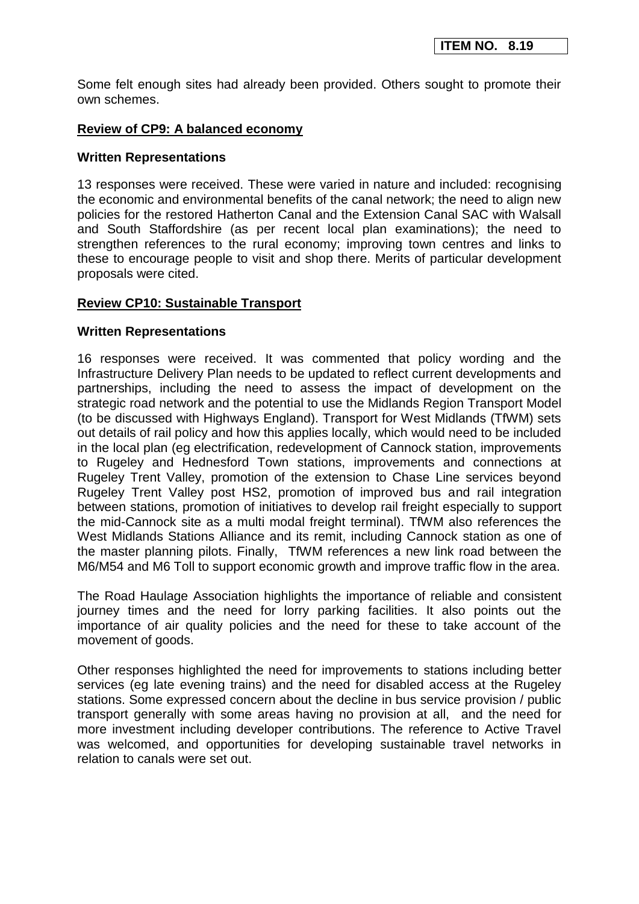Some felt enough sites had already been provided. Others sought to promote their own schemes.

## Review of CP9: A balanced economy

### Written Representations

13 responses were received. These were varied in nature and included: recognising the economic and environmental benefits of the canal network; the need to align new policies for the restored Hatherton Canal and the Extension Canal SAC with Walsall and South Staffordshire (as per recent local plan examinations); the need to strengthen references to the rural economy; improving town centres and links to these to encourage people to visit and shop there. Merits of particular development proposals were cited.

## Review CP10: Sustainable Transport

### Written Representations

16 responses were received. It was commented that policy wording and the Infrastructure Delivery Plan needs to be updated to reflect current developments and partnerships, including the need to assess the impact of development on the strategic road network and the potential to use the Midlands Region Transport Model (to be discussed with Highways England). Transport for West Midlands (TfWM) sets out details of rail policy and how this applies locally, which would need to be included in the local plan (eg electrification, redevelopment of Cannock station, improvements to Rugeley and Hednesford Town stations, improvements and connections at Rugeley Trent Valley, promotion of the extension to Chase Line services beyond Rugeley Trent Valley post HS2, promotion of improved bus and rail integration between stations, promotion of initiatives to develop rail freight especially to support the mid-Cannock site as a multi modal freight terminal). TfWM also references the West Midlands Stations Alliance and its remit, including Cannock station as one of the master planning pilots. Finally, TfWM references a new link road between the M6/M54 and M6 Toll to support economic growth and improve traffic flow in the area.

The Road Haulage Association highlights the importance of reliable and consistent journey times and the need for lorry parking facilities. It also points out the importance of air quality policies and the need for these to take account of the movement of goods.

Other responses highlighted the need for improvements to stations including better services (eg late evening trains) and the need for disabled access at the Rugeley stations. Some expressed concern about the decline in bus service provision / public transport generally with some areas having no provision at all, and the need for more investment including developer contributions. The reference to Active Travel was welcomed, and opportunities for developing sustainable travel networks in relation to canals were set out.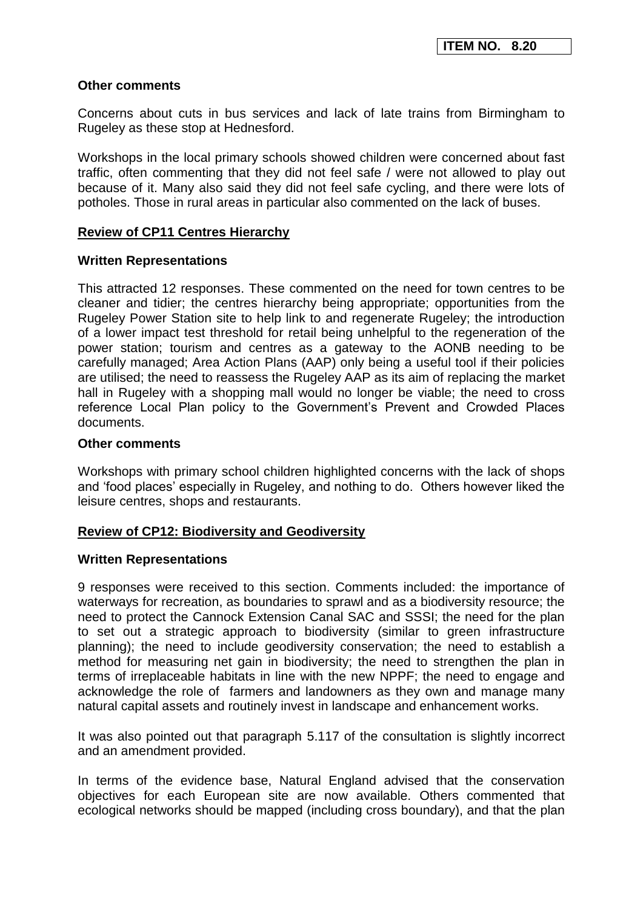**ITEM NO. 8.20**

**Other comments**

Concerns about cuts in bus services and lack of late trains from Birmingham to Rugeley as these stop at Hednesford.

Workshops in the local primary schools showed children were concerned about fast traffic, often commenting that they did not feel safe / were not allowed to play out because of it. Many also said they did not feel safe cycling, and there were lots of potholes. Those in rural areas in particular also commented on the lack of buses.

**Review of CP11 Centres Hierarchy**

**Written Representations**

This attracted 12 responses. These commented on the need for town centres to be cleaner and tidier; the centres hierarchy being appropriate; opportunities from the Rugeley Power Station site to help link to and regenerate Rugeley; the introduction of a lower impact test threshold for retail being unhelpful to the regeneration of the power station; tourism and centres as a gateway to the AONB needing to be carefully managed; Area Action Plans (AAP) only being a useful tool if their policies are utilised; the need to reassess the Rugeley AAP as its aim of replacing the market hall in Rugeley with a shopping mall would no longer be viable; the need to cross reference Local Plan policy to the Government's Prevent and Crowded Places documents.

**Other comments**

Workshops with primary school children highlighted concerns with the lack of shops and 'food places' especially in Rugeley, and nothing to do. Others however liked the leisure centres, shops and restaurants.

**Review of CP12: Biodiversity and Geodiversity**

**Written Representations**

9 responses were received to this section. Comments included: the importance of waterways for recreation, as boundaries to sprawl and as a biodiversity resource; the need to protect the Cannock Extension Canal SAC and SSSI; the need for the plan to set out a strategic approach to biodiversity (similar to green infrastructure planning); the need to include geodiversity conservation; the need to establish a method for measuring net gain in biodiversity; the need to strengthen the plan in terms of irreplaceable habitats in line with the new NPPF; the need to engage and acknowledge the role of farmers and landowners as they own and manage many natural capital assets and routinely invest in landscape and enhancement works.

It was also pointed out that paragraph 5.117 of the consultation is slightly incorrect and an amendment provided.

In terms of the evidence base, Natural England advised that the conservation objectives for each European site are now available. Others commented that ecological networks should be mapped (including cross boundary), and that the plan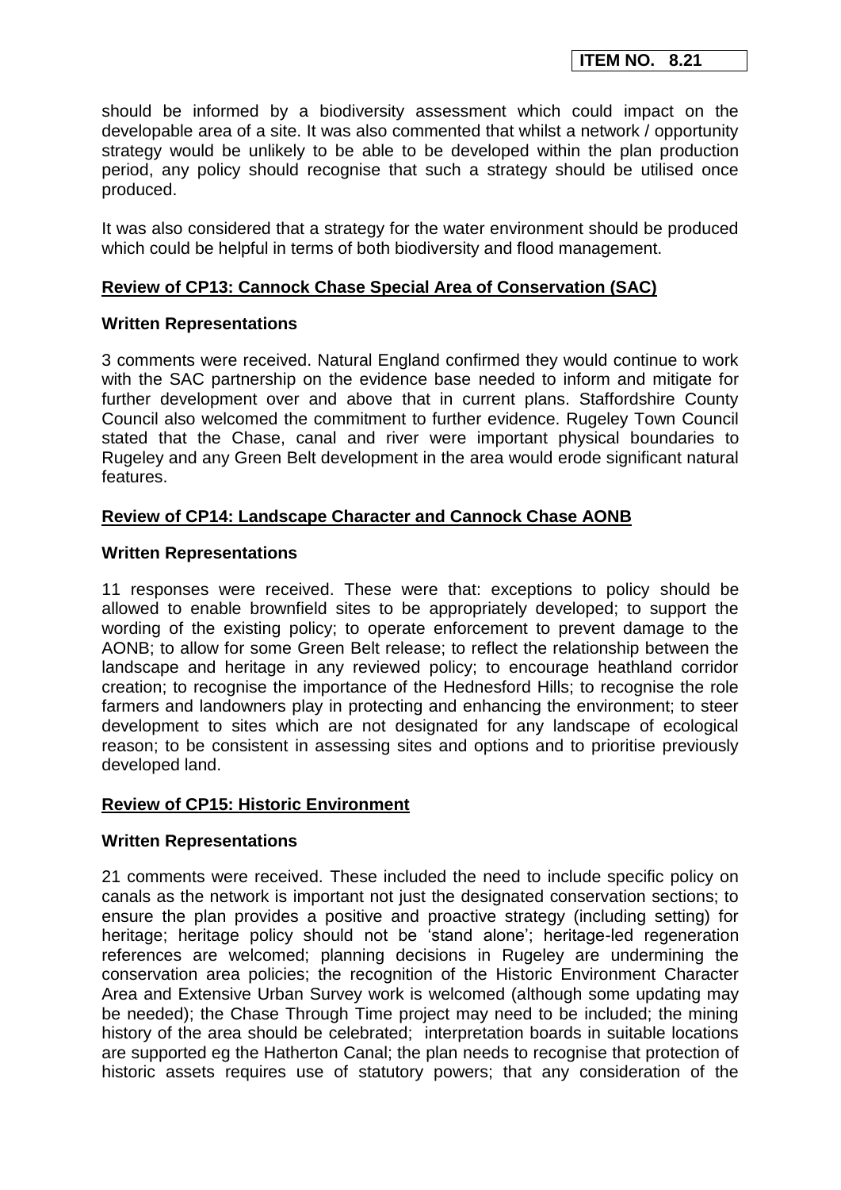should be informed by a biodiversity assessment which could impact on the developable area of a site. It was also commented that whilst a network / opportunity strategy would be unlikely to be able to be developed within the plan production period, any policy should recognise that such a strategy should be utilised once produced.

It was also considered that a strategy for the water environment should be produced which could be helpful in terms of both biodiversity and flood management.

**Review of CP13: Cannock Chase Special Area of Conservation (SAC)**

**Written Representations**

3 comments were received. Natural England confirmed they would continue to work with the SAC partnership on the evidence base needed to inform and mitigate for further development over and above that in current plans. Staffordshire County Council also welcomed the commitment to further evidence. Rugeley Town Council stated that the Chase, canal and river were important physical boundaries to Rugeley and any Green Belt development in the area would erode significant natural features.

**Review of CP14: Landscape Character and Cannock Chase AONB**

**Written Representations**

11 responses were received. These were that: exceptions to policy should be allowed to enable brownfield sites to be appropriately developed; to support the wording of the existing policy; to operate enforcement to prevent damage to the AONB; to allow for some Green Belt release; to reflect the relationship between the landscape and heritage in any reviewed policy; to encourage heathland corridor creation; to recognise the importance of the Hednesford Hills; to recognise the role farmers and landowners play in protecting and enhancing the environment; to steer development to sites which are not designated for any landscape of ecological reason; to be consistent in assessing sites and options and to prioritise previously developed land.

**Review of CP15: Historic Environment**

**Written Representations**

21 comments were received. These included the need to include specific policy on canals as the network is important not just the designated conservation sections; to ensure the plan provides a positive and proactive strategy (including setting) for heritage; heritage policy should not be 'stand alone'; heritage-led regeneration references are welcomed; planning decisions in Rugeley are undermining the conservation area policies; the recognition of the Historic Environment Character Area and Extensive Urban Survey work is welcomed (although some updating may be needed); the Chase Through Time project may need to be included; the mining history of the area should be celebrated; interpretation boards in suitable locations are supported eg the Hatherton Canal; the plan needs to recognise that protection of historic assets requires use of statutory powers; that any consideration of the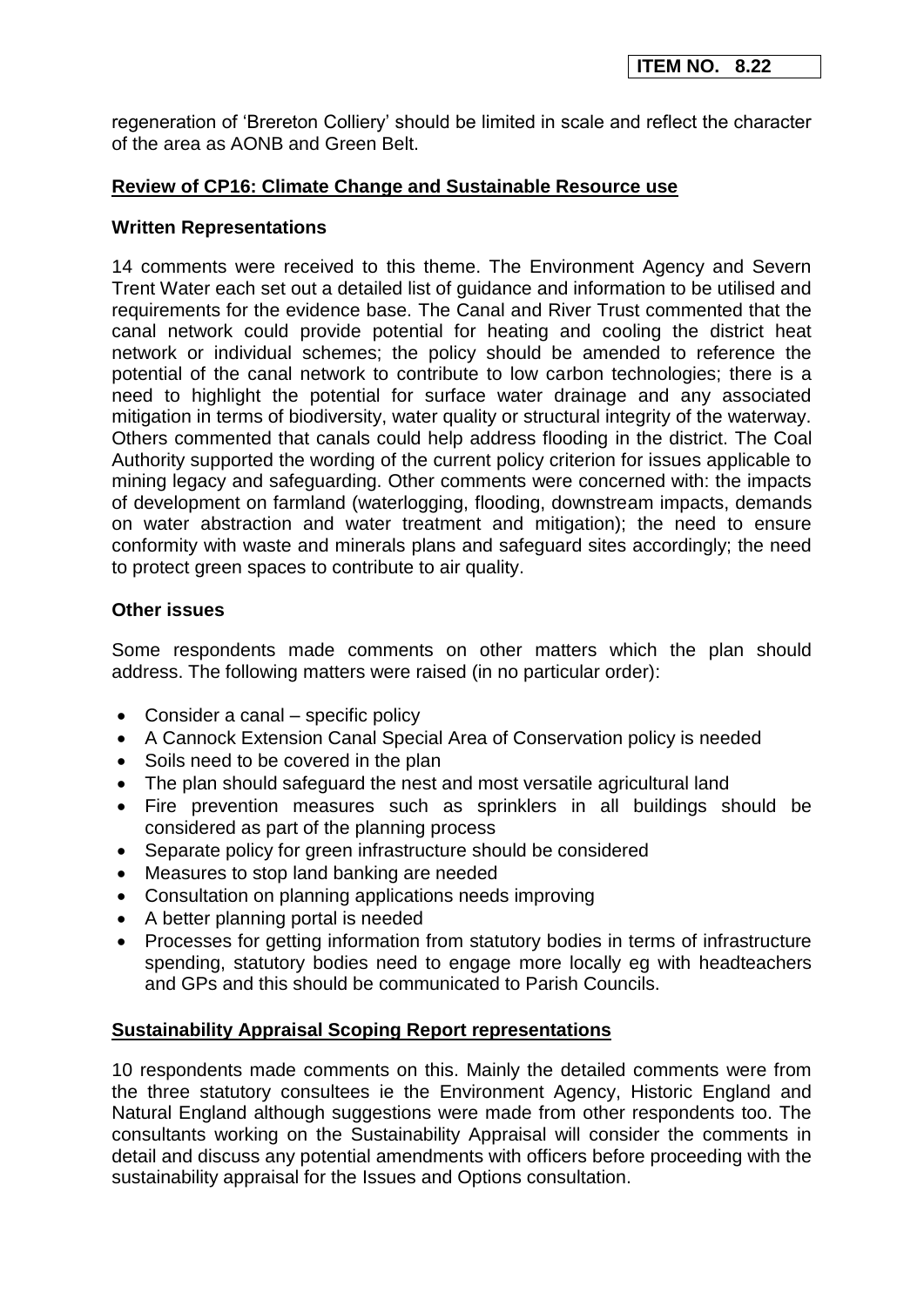regeneration of 'Brereton Colliery' should be limited in scale and reflect the character of the area as AONB and Green Belt.

## Review of CP16: Climate Change and Sustainable Resource use

### Written Representations

14 comments were received to this theme. The Environment Agency and Severn Trent Water each set out a detailed list of guidance and information to be utilised and requirements for the evidence base. The Canal and River Trust commented that the canal network could provide potential for heating and cooling the district heat network or individual schemes; the policy should be amended to reference the potential of the canal network to contribute to low carbon technologies; there is a need to highlight the potential for surface water drainage and any associated mitigation in terms of biodiversity, water quality or structural integrity of the waterway. Others commented that canals could help address flooding in the district. The Coal Authority supported the wording of the current policy criterion for issues applicable to mining legacy and safeguarding. Other comments were concerned with: the impacts of development on farmland (waterlogging, flooding, downstream impacts, demands on water abstraction and water treatment and mitigation); the need to ensure conformity with waste and minerals plans and safeguard sites accordingly; the need to protect green spaces to contribute to air quality.

### Other issues

Some respondents made comments on other matters which the plan should address. The following matters were raised (in no particular order):

- Consider a canal – specific policy
- A Cannock Extension Canal Special Area of Conservation policy is needed
- Soils need to be covered in the plan
- The plan should safeguard the nest and most versatile agricultural land
- Fire prevention measures such as sprinklers in all buildings should be considered as part of the planning process
- Separate policy for green infrastructure should be considered
- Measures to stop land banking are needed
- Consultation on planning applications needs improving
- A better planning portal is needed
- Processes for getting information from statutory bodies in terms of infrastructure spending, statutory bodies need to engage more locally eg with headteachers and GPs and this should be communicated to Parish Councils.

## Sustainability Appraisal Scoping Report representations

10 respondents made comments on this. Mainly the detailed comments were from the three statutory consultees ie the Environment Agency, Historic England and Natural England although suggestions were made from other respondents too. The consultants working on the Sustainability Appraisal will consider the comments in detail and discuss any potential amendments with officers before proceeding with the sustainability appraisal for the Issues and Options consultation.